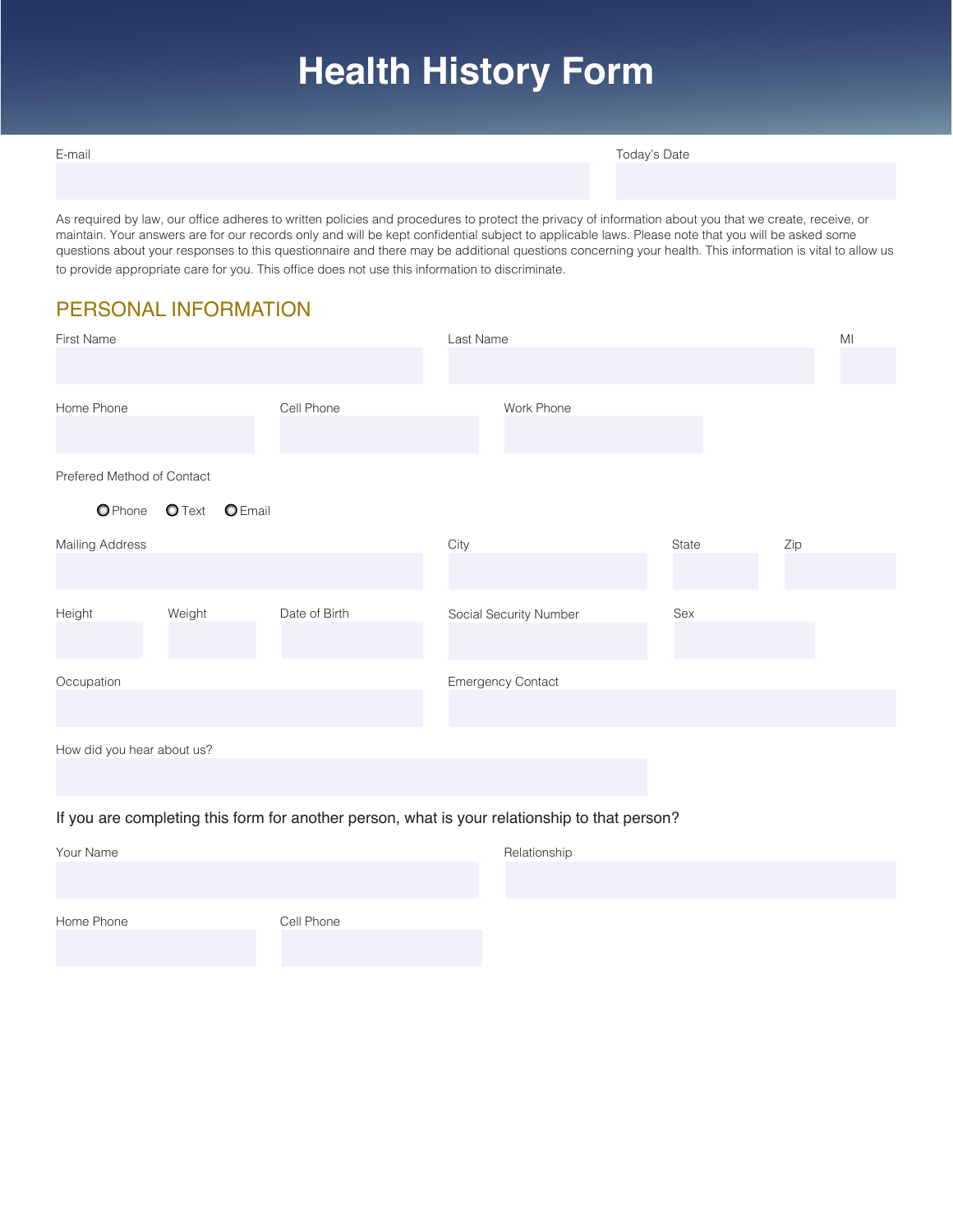# Health History Form

E-mail

Today's Date

As required by law, our office adheres to written policies and procedures to protect the privacy of information about you that we create, receive, or maintain. Your answers are for our records only and will be kept confidential subject to applicable laws. Please note that you will be asked some questions about your responses to this questionnaire and there may be additional questions concerning your health. This information is vital to allow us to provide appropriate care for you. This office does not use this information to discriminate.

## PERSONAL INFORMATION

First Name

Last Name

MI

Home Phone

Cell Phone

Work Phone

Prefered Method of Contact

- ○ Phone
- ○ Text
- ○ Email

Mailing Address

City

State

Zip

Height

Weight

Date of Birth

Social Security Number

Sex

Occupation

Emergency Contact

How did you hear about us?

### If you are completing this form for another person, what is your relationship to that person?

Your Name

Relationship

Home Phone

Cell Phone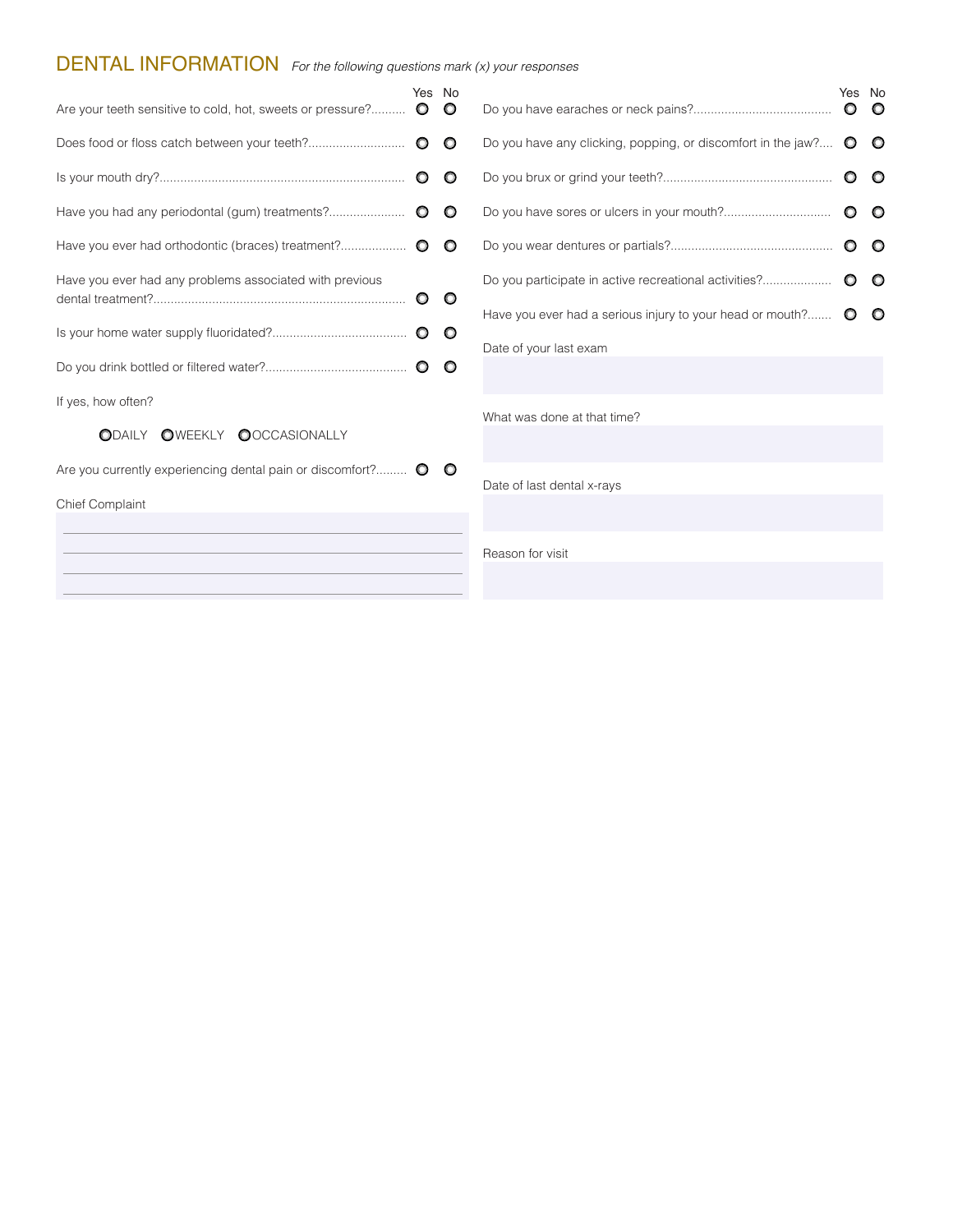## DENTAL INFORMATION *For the following questions mark (x) your responses*

| | Yes | No |
|---|---|---|
| Are your teeth sensitive to cold, hot, sweets or pressure? | ○ | ○ |
| Does food or floss catch between your teeth? | ○ | ○ |
| Is your mouth dry? | ○ | ○ |
| Have you had any periodontal (gum) treatments? | ○ | ○ |
| Have you ever had orthodontic (braces) treatment? | ○ | ○ |
| Have you ever had any problems associated with previous dental treatment? | ○ | ○ |
| Is your home water supply fluoridated? | ○ | ○ |
| Do you drink bottled or filtered water? | ○ | ○ |

If yes, how often?

○ DAILY ○ WEEKLY ○ OCCASIONALLY

| | Yes | No |
|---|---|---|
| Are you currently experiencing dental pain or discomfort? | ○ | ○ |

Chief Complaint

| | Yes | No |
|---|---|---|
| Do you have earaches or neck pains? | ○ | ○ |
| Do you have any clicking, popping, or discomfort in the jaw? | ○ | ○ |
| Do you brux or grind your teeth? | ○ | ○ |
| Do you have sores or ulcers in your mouth? | ○ | ○ |
| Do you wear dentures or partials? | ○ | ○ |
| Do you participate in active recreational activities? | ○ | ○ |
| Have you ever had a serious injury to your head or mouth? | ○ | ○ |

Date of your last exam

What was done at that time?

Date of last dental x-rays

Reason for visit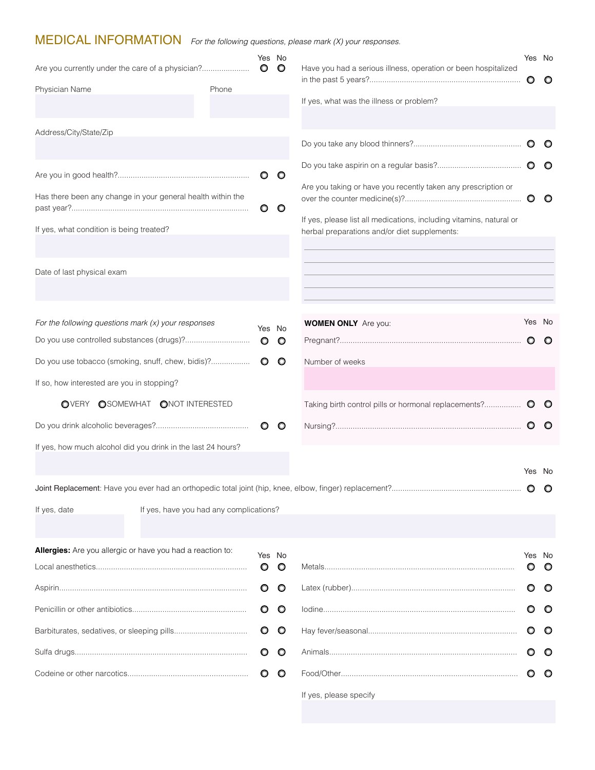## MEDICAL INFORMATION

*For the following questions, please mark (X) your responses.*

| | Yes | No |
|---|---|---|
| Are you currently under the care of a physician?...................... | ○ | ○ |

Physician Name

Phone

Address/City/State/Zip

| | Yes | No |
|---|---|---|
| Are you in good health?............................................................. | ○ | ○ |
| Has there been any change in your general health within the past year?.................................................................................. | ○ | ○ |

If yes, what condition is being treated?

Date of last physical exam

| | Yes | No |
|---|---|---|
| Have you had a serious illness, operation or been hospitalized in the past 5 years?..................................................................... | ○ | ○ |

If yes, what was the illness or problem?

| | Yes | No |
|---|---|---|
| Do you take any blood thinners?................................................. | ○ | ○ |
| Do you take aspirin on a regular basis?....................................... | ○ | ○ |
| Are you taking or have you recently taken any prescription or over the counter medicine(s)?...................................................... | ○ | ○ |

If yes, please list all medications, including vitamins, natural or herbal preparations and/or diet supplements:

*For the following questions mark (x) your responses*

| | Yes | No |
|---|---|---|
| Do you use controlled substances (drugs)?............................. | ○ | ○ |
| Do you use tobacco (smoking, snuff, chew, bidis)?.................. | ○ | ○ |

If so, how interested are you in stopping?

○ VERY ○ SOMEWHAT ○ NOT INTERESTED

| | Yes | No |
|---|---|---|
| Do you drink alcoholic beverages?........................................... | ○ | ○ |

If yes, how much alcohol did you drink in the last 24 hours?

**WOMEN ONLY** Are you:

| | Yes | No |
|---|---|---|
| Pregnant?................................................................................... | ○ | ○ |

Number of weeks

| | Yes | No |
|---|---|---|
| Taking birth control pills or hormonal replacements?................. | ○ | ○ |
| Nursing?..................................................................................... | ○ | ○ |

| | Yes | No |
|---|---|---|
| **Joint Replacement**: Have you ever had an orthopedic total joint (hip, knee, elbow, finger) replacement?........................................................... | ○ | ○ |

If yes, date

If yes, have you had any complications?

**Allergies:** Are you allergic or have you had a reaction to:

| | Yes | No |
|---|---|---|
| Local anesthetics...................................................................... | ○ | ○ |
| Aspirin....................................................................................... | ○ | ○ |
| Penicillin or other antibiotics..................................................... | ○ | ○ |
| Barbiturates, sedatives, or sleeping pills.................................. | ○ | ○ |
| Sulfa drugs................................................................................ | ○ | ○ |
| Codeine or other narcotics........................................................ | ○ | ○ |
| Metals....................................................................................... | ○ | ○ |
| Latex (rubber)............................................................................ | ○ | ○ |
| Iodine........................................................................................ | ○ | ○ |
| Hay fever/seasonal.................................................................... | ○ | ○ |
| Animals..................................................................................... | ○ | ○ |
| Food/Other................................................................................. | ○ | ○ |

If yes, please specify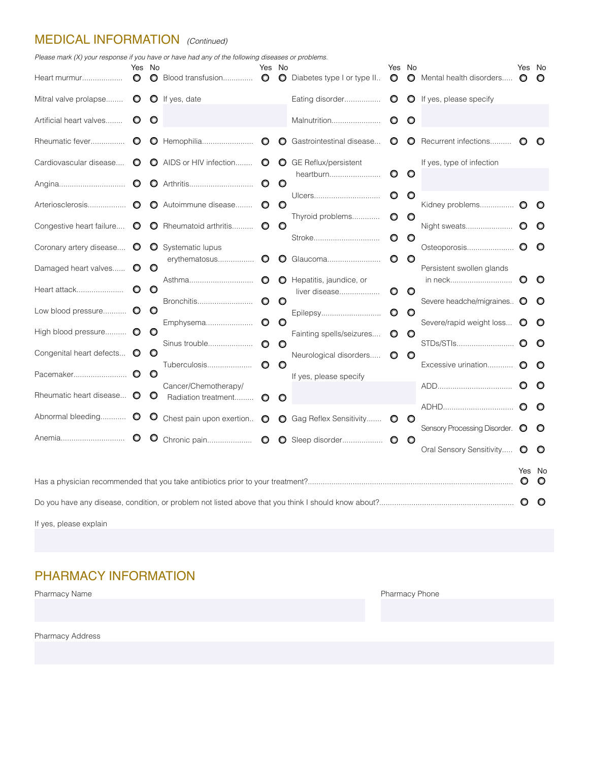## MEDICAL INFORMATION *(Continued)*

*Please mark (X) your response if you have or have had any of the following diseases or problems.*

| | Yes | No |
|---|---|---|
| Heart murmur | ○ | ○ |
| Mitral valve prolapse | ○ | ○ |
| Artificial heart valves | ○ | ○ |
| Rheumatic fever | ○ | ○ |
| Cardiovascular disease | ○ | ○ |
| Angina | ○ | ○ |
| Arteriosclerosis | ○ | ○ |
| Congestive heart failure | ○ | ○ |
| Coronary artery disease | ○ | ○ |
| Damaged heart valves | ○ | ○ |
| Heart attack | ○ | ○ |
| Low blood pressure | ○ | ○ |
| High blood pressure | ○ | ○ |
| Congenital heart defects | ○ | ○ |
| Pacemaker | ○ | ○ |
| Rheumatic heart disease | ○ | ○ |
| Abnormal bleeding | ○ | ○ |
| Anemia | ○ | ○ |

| | Yes | No |
|---|---|---|
| Blood transfusion | ○ | ○ |
| If yes, date | | |
| Hemophilia | ○ | ○ |
| AIDS or HIV infection | ○ | ○ |
| Arthritis | ○ | ○ |
| Autoimmune disease | ○ | ○ |
| Rheumatoid arthritis | ○ | ○ |
| Systematic lupus erythematosus | ○ | ○ |
| Asthma | ○ | ○ |
| Bronchitis | ○ | ○ |
| Emphysema | ○ | ○ |
| Sinus trouble | ○ | ○ |
| Tuberculosis | ○ | ○ |
| Cancer/Chemotherapy/ Radiation treatment | ○ | ○ |
| Chest pain upon exertion | ○ | ○ |
| Chronic pain | ○ | ○ |

| | Yes | No |
|---|---|---|
| Diabetes type I or type II | ○ | ○ |
| Eating disorder | ○ | ○ |
| Malnutrition | ○ | ○ |
| Gastrointestinal disease | ○ | ○ |
| GE Reflux/persistent heartburn | ○ | ○ |
| Ulcers | ○ | ○ |
| Thyroid problems | ○ | ○ |
| Stroke | ○ | ○ |
| Glaucoma | ○ | ○ |
| Hepatitis, jaundice, or liver disease | ○ | ○ |
| Epilepsy | ○ | ○ |
| Fainting spells/seizures | ○ | ○ |
| Neurological disorders | ○ | ○ |
| If yes, please specify | | |
| Gag Reflex Sensitivity | ○ | ○ |
| Sleep disorder | ○ | ○ |

| | Yes | No |
|---|---|---|
| Mental health disorders | ○ | ○ |
| If yes, please specify | | |
| Recurrent infections | ○ | ○ |
| If yes, type of infection | | |
| Kidney problems | ○ | ○ |
| Night sweats | ○ | ○ |
| Osteoporosis | ○ | ○ |
| Persistent swollen glands in neck | ○ | ○ |
| Severe headche/migraines | ○ | ○ |
| Severe/rapid weight loss | ○ | ○ |
| STDs/STIs | ○ | ○ |
| Excessive urination | ○ | ○ |
| ADD | ○ | ○ |
| ADHD | ○ | ○ |
| Sensory Processing Disorder | ○ | ○ |
| Oral Sensory Sensitivity | ○ | ○ |

| | Yes | No |
|---|---|---|
| Has a physician recommended that you take antibiotics prior to your treatment? | ○ | ○ |
| Do you have any disease, condition, or problem not listed above that you think I should know about? | ○ | ○ |

If yes, please explain

## PHARMACY INFORMATION

Pharmacy Name

Pharmacy Phone

Pharmacy Address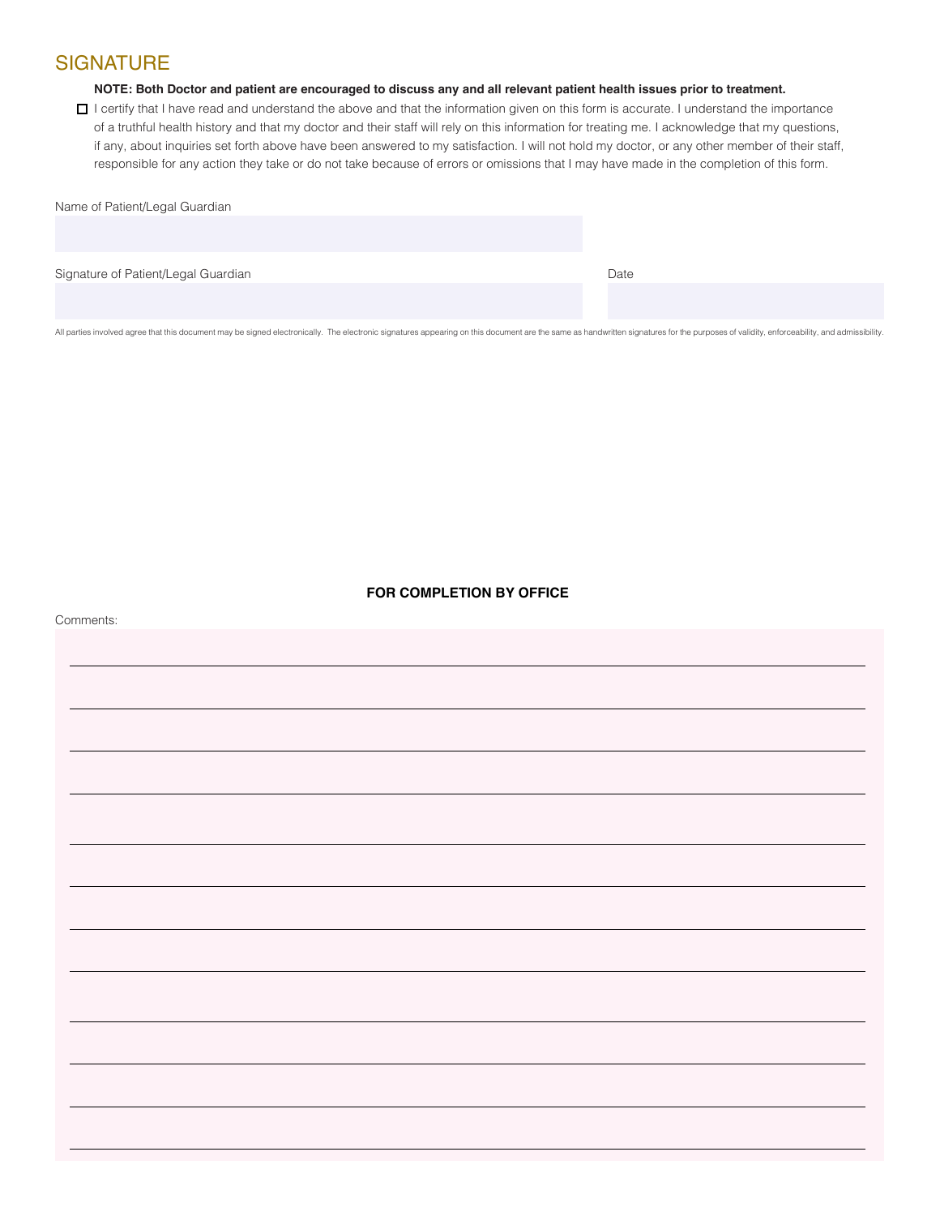## SIGNATURE

**NOTE: Both Doctor and patient are encouraged to discuss any and all relevant patient health issues prior to treatment.**

- [ ] I certify that I have read and understand the above and that the information given on this form is accurate. I understand the importance of a truthful health history and that my doctor and their staff will rely on this information for treating me. I acknowledge that my questions, if any, about inquiries set forth above have been answered to my satisfaction. I will not hold my doctor, or any other member of their staff, responsible for any action they take or do not take because of errors or omissions that I may have made in the completion of this form.

Name of Patient/Legal Guardian

Signature of Patient/Legal Guardian

Date

All parties involved agree that this document may be signed electronically. The electronic signatures appearing on this document are the same as handwritten signatures for the purposes of validity, enforceability, and admissibility.

**FOR COMPLETION BY OFFICE**

Comments: